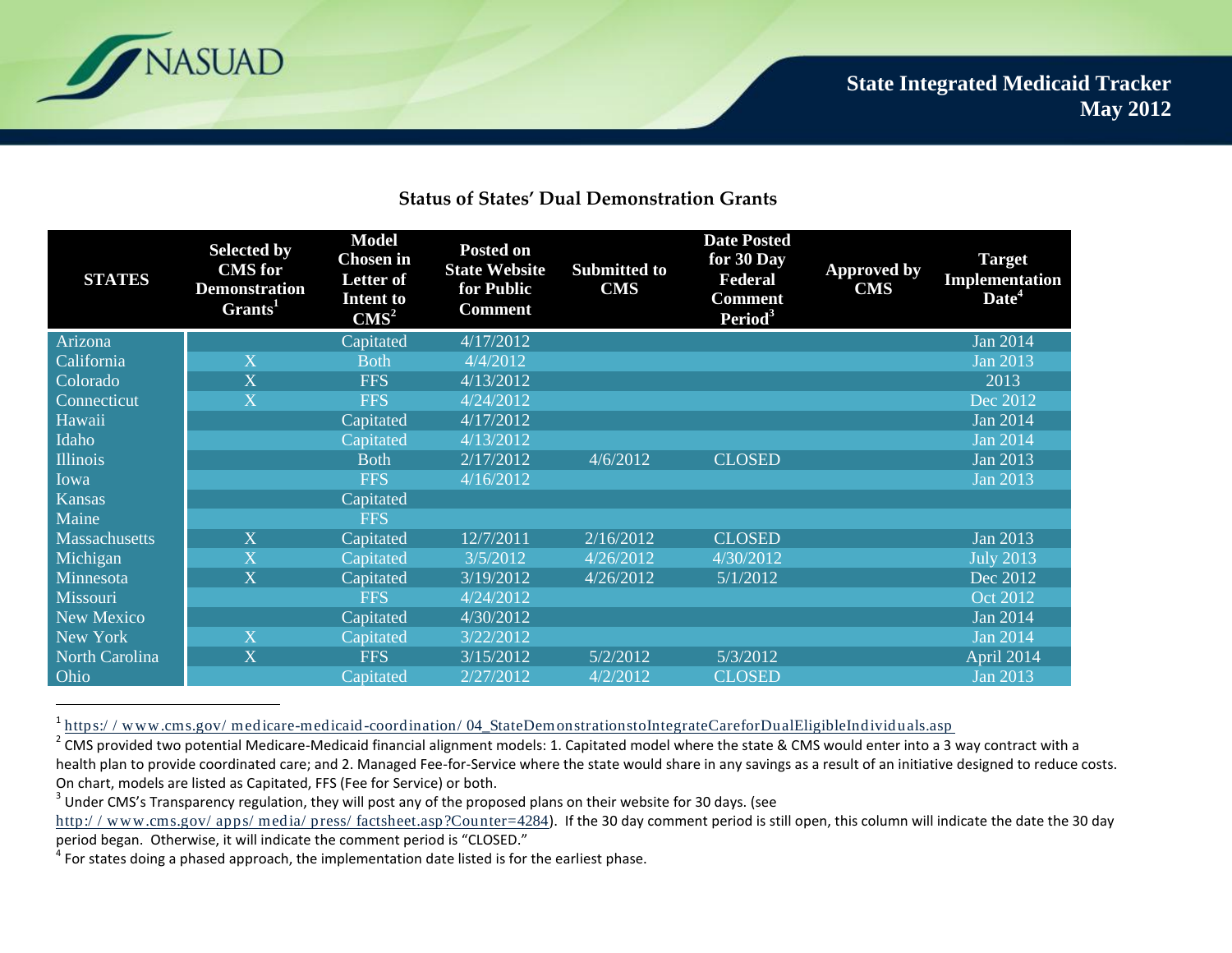# State Integrated Medicaid Tracker
## May 2012

### Status of States' Dual Demonstration Grants

| STATES | Selected by CMS for Demonstration Grants[1] | Model Chosen in Letter of Intent to CMS[2] | Posted on State Website for Public Comment | Submitted to CMS | Date Posted for 30 Day Federal Comment Period[3] | Approved by CMS | Target Implementation Date[4] |
|---|---|---|---|---|---|---|---|
| Arizona | | Capitated | 4/17/2012 | | | | Jan 2014 |
| California | X | Both | 4/4/2012 | | | | Jan 2013 |
| Colorado | X | FFS | 4/13/2012 | | | | 2013 |
| Connecticut | X | FFS | 4/24/2012 | | | | Dec 2012 |
| Hawaii | | Capitated | 4/17/2012 | | | | Jan 2014 |
| Idaho | | Capitated | 4/13/2012 | | | | Jan 2014 |
| Illinois | | Both | 2/17/2012 | 4/6/2012 | CLOSED | | Jan 2013 |
| Iowa | | FFS | 4/16/2012 | | | | Jan 2013 |
| Kansas | | Capitated | | | | | |
| Maine | | FFS | | | | | |
| Massachusetts | X | Capitated | 12/7/2011 | 2/16/2012 | CLOSED | | Jan 2013 |
| Michigan | X | Capitated | 3/5/2012 | 4/26/2012 | 4/30/2012 | | July 2013 |
| Minnesota | X | Capitated | 3/19/2012 | 4/26/2012 | 5/1/2012 | | Dec 2012 |
| Missouri | | FFS | 4/24/2012 | | | | Oct 2012 |
| New Mexico | | Capitated | 4/30/2012 | | | | Jan 2014 |
| New York | X | Capitated | 3/22/2012 | | | | Jan 2014 |
| North Carolina | X | FFS | 3/15/2012 | 5/2/2012 | 5/3/2012 | | April 2014 |
| Ohio | | Capitated | 2/27/2012 | 4/2/2012 | CLOSED | | Jan 2013 |

[1] https://www.cms.gov/medicare-medicaid-coordination/04_StateDemonstrationstoIntegrateCareforDualEligibleIndividuals.asp

[2] CMS provided two potential Medicare-Medicaid financial alignment models: 1. Capitated model where the state & CMS would enter into a 3 way contract with a health plan to provide coordinated care; and 2. Managed Fee-for-Service where the state would share in any savings as a result of an initiative designed to reduce costs. On chart, models are listed as Capitated, FFS (Fee for Service) or both.

[3] Under CMS's Transparency regulation, they will post any of the proposed plans on their website for 30 days. (see http://www.cms.gov/apps/media/press/factsheet.asp?Counter=4284). If the 30 day comment period is still open, this column will indicate the date the 30 day period began. Otherwise, it will indicate the comment period is "CLOSED."

[4] For states doing a phased approach, the implementation date listed is for the earliest phase.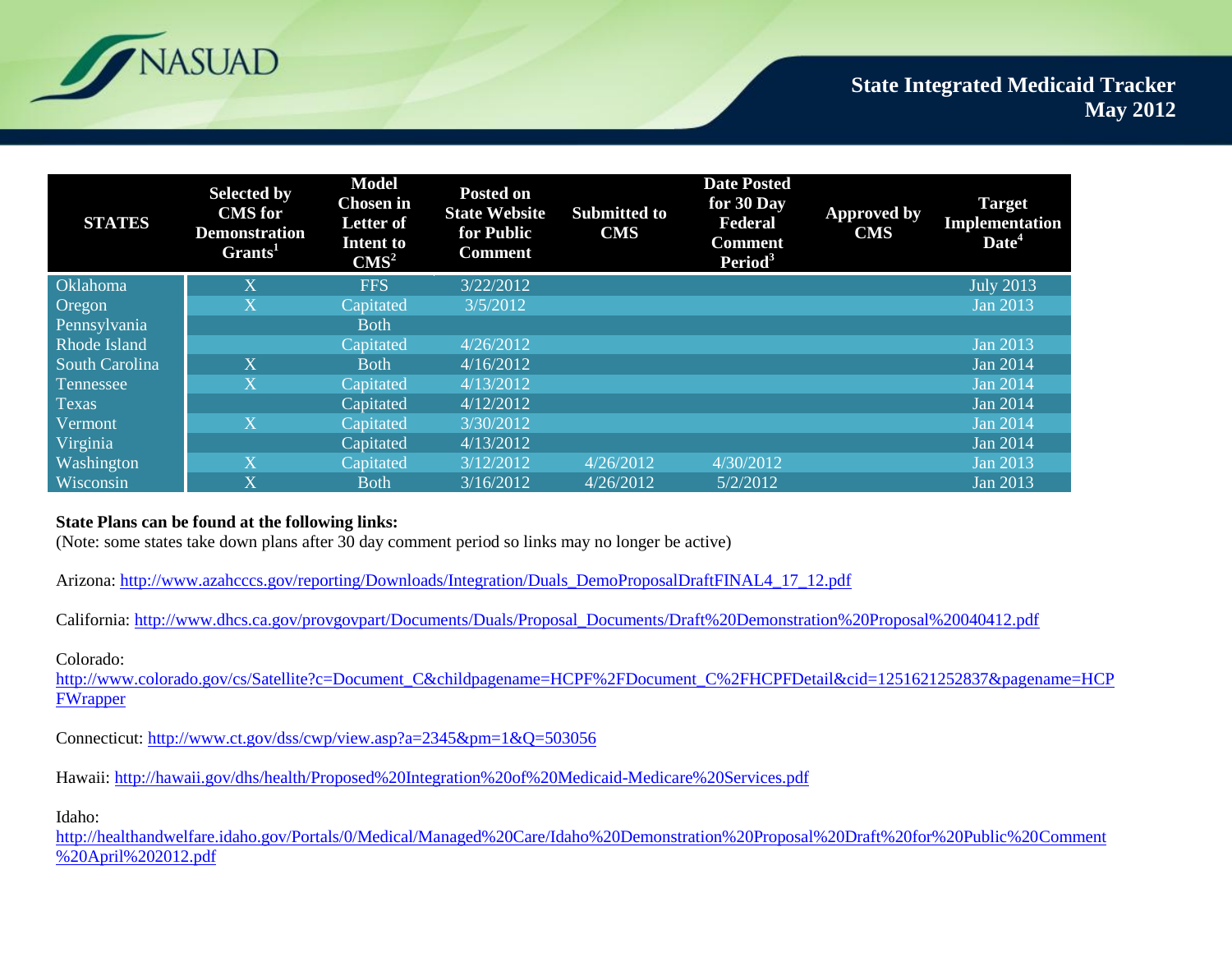| STATES | Selected by CMS for Demonstration Grants[1] | Model Chosen in Letter of Intent to CMS[2] | Posted on State Website for Public Comment | Submitted to CMS | Date Posted for 30 Day Federal Comment Period[3] | Approved by CMS | Target Implementation Date[4] |
|---|---|---|---|---|---|---|---|
| Oklahoma | X | FFS | 3/22/2012 | | | | July 2013 |
| Oregon | X | Capitated | 3/5/2012 | | | | Jan 2013 |
| Pennsylvania | | Both | | | | | |
| Rhode Island | | Capitated | 4/26/2012 | | | | Jan 2013 |
| South Carolina | X | Both | 4/16/2012 | | | | Jan 2014 |
| Tennessee | X | Capitated | 4/13/2012 | | | | Jan 2014 |
| Texas | | Capitated | 4/12/2012 | | | | Jan 2014 |
| Vermont | X | Capitated | 3/30/2012 | | | | Jan 2014 |
| Virginia | | Capitated | 4/13/2012 | | | | Jan 2014 |
| Washington | X | Capitated | 3/12/2012 | 4/26/2012 | 4/30/2012 | | Jan 2013 |
| Wisconsin | X | Both | 3/16/2012 | 4/26/2012 | 5/2/2012 | | Jan 2013 |

**State Plans can be found at the following links:**
(Note: some states take down plans after 30 day comment period so links may no longer be active)

Arizona: http://www.azahcccs.gov/reporting/Downloads/Integration/Duals_DemoProposalDraftFINAL4_17_12.pdf

California: http://www.dhcs.ca.gov/provgovpart/Documents/Duals/Proposal_Documents/Draft%20Demonstration%20Proposal%20040412.pdf

Colorado:
http://www.colorado.gov/cs/Satellite?c=Document_C&childpagename=HCPF%2FDocument_C%2FHCPFDetail&cid=1251621252837&pagename=HCPFWrapper

Connecticut: http://www.ct.gov/dss/cwp/view.asp?a=2345&pm=1&Q=503056

Hawaii: http://hawaii.gov/dhs/health/Proposed%20Integration%20of%20Medicaid-Medicare%20Services.pdf

Idaho:
http://healthandwelfare.idaho.gov/Portals/0/Medical/Managed%20Care/Idaho%20Demonstration%20Proposal%20Draft%20for%20Public%20Comment%20April%202012.pdf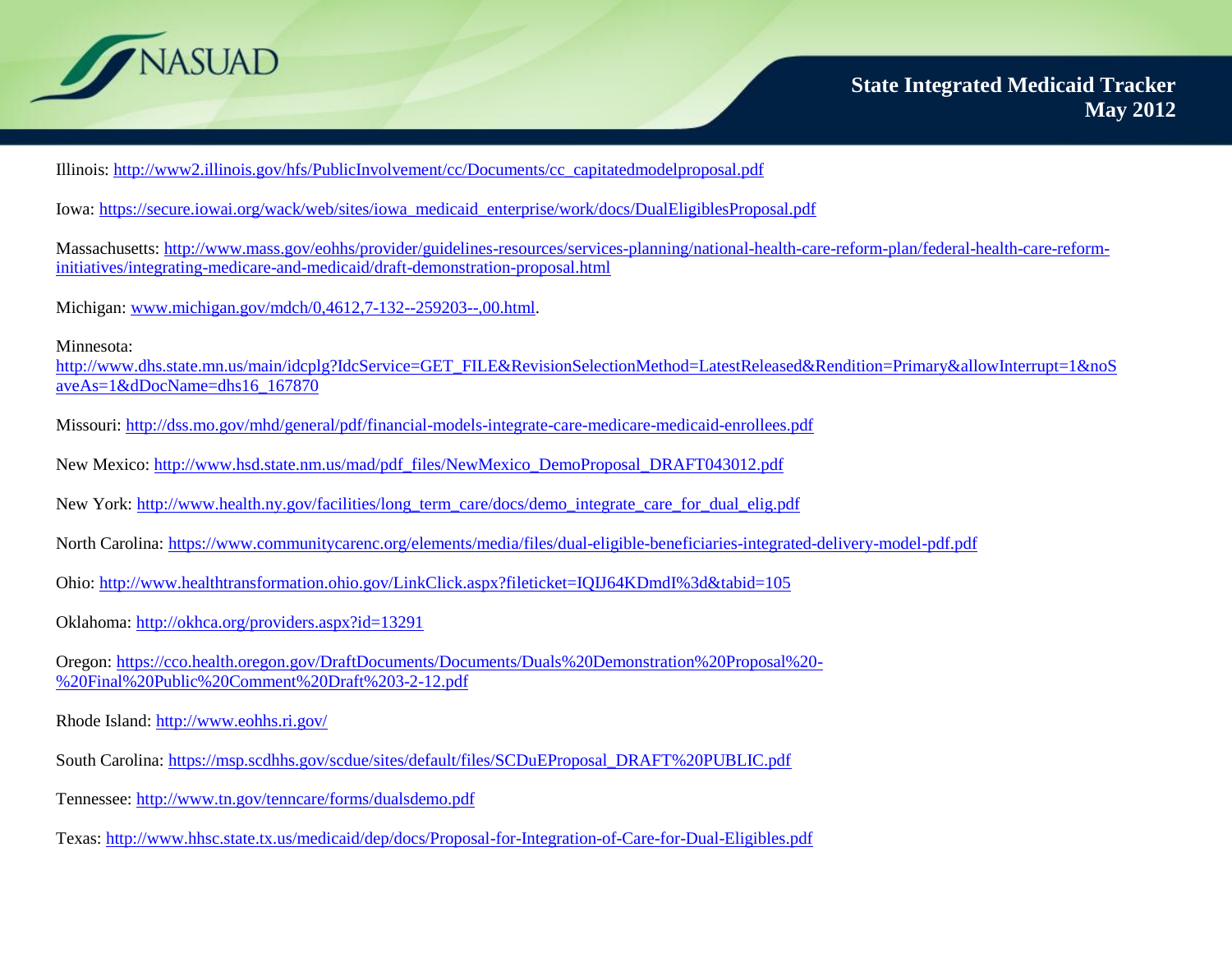Illinois: http://www2.illinois.gov/hfs/PublicInvolvement/cc/Documents/cc_capitatedmodelproposal.pdf

Iowa: https://secure.iowai.org/wack/web/sites/iowa_medicaid_enterprise/work/docs/DualEligiblesProposal.pdf

Massachusetts: http://www.mass.gov/eohhs/provider/guidelines-resources/services-planning/national-health-care-reform-plan/federal-health-care-reform-initiatives/integrating-medicare-and-medicaid/draft-demonstration-proposal.html

Michigan: www.michigan.gov/mdch/0,4612,7-132--259203--,00.html.

Minnesota: http://www.dhs.state.mn.us/main/idcplg?IdcService=GET_FILE&RevisionSelectionMethod=LatestReleased&Rendition=Primary&allowInterrupt=1&noSaveAs=1&dDocName=dhs16_167870

Missouri: http://dss.mo.gov/mhd/general/pdf/financial-models-integrate-care-medicare-medicaid-enrollees.pdf

New Mexico: http://www.hsd.state.nm.us/mad/pdf_files/NewMexico_DemoProposal_DRAFT043012.pdf

New York: http://www.health.ny.gov/facilities/long_term_care/docs/demo_integrate_care_for_dual_elig.pdf

North Carolina: https://www.communitycarenc.org/elements/media/files/dual-eligible-beneficiaries-integrated-delivery-model-pdf.pdf

Ohio: http://www.healthtransformation.ohio.gov/LinkClick.aspx?fileticket=IQIJ64KDmdI%3d&tabid=105

Oklahoma: http://okhca.org/providers.aspx?id=13291

Oregon: https://cco.health.oregon.gov/DraftDocuments/Documents/Duals%20Demonstration%20Proposal%20-%20Final%20Public%20Comment%20Draft%203-2-12.pdf

Rhode Island: http://www.eohhs.ri.gov/

South Carolina: https://msp.scdhhs.gov/scdue/sites/default/files/SCDuEProposal_DRAFT%20PUBLIC.pdf

Tennessee: http://www.tn.gov/tenncare/forms/dualsdemo.pdf

Texas: http://www.hhsc.state.tx.us/medicaid/dep/docs/Proposal-for-Integration-of-Care-for-Dual-Eligibles.pdf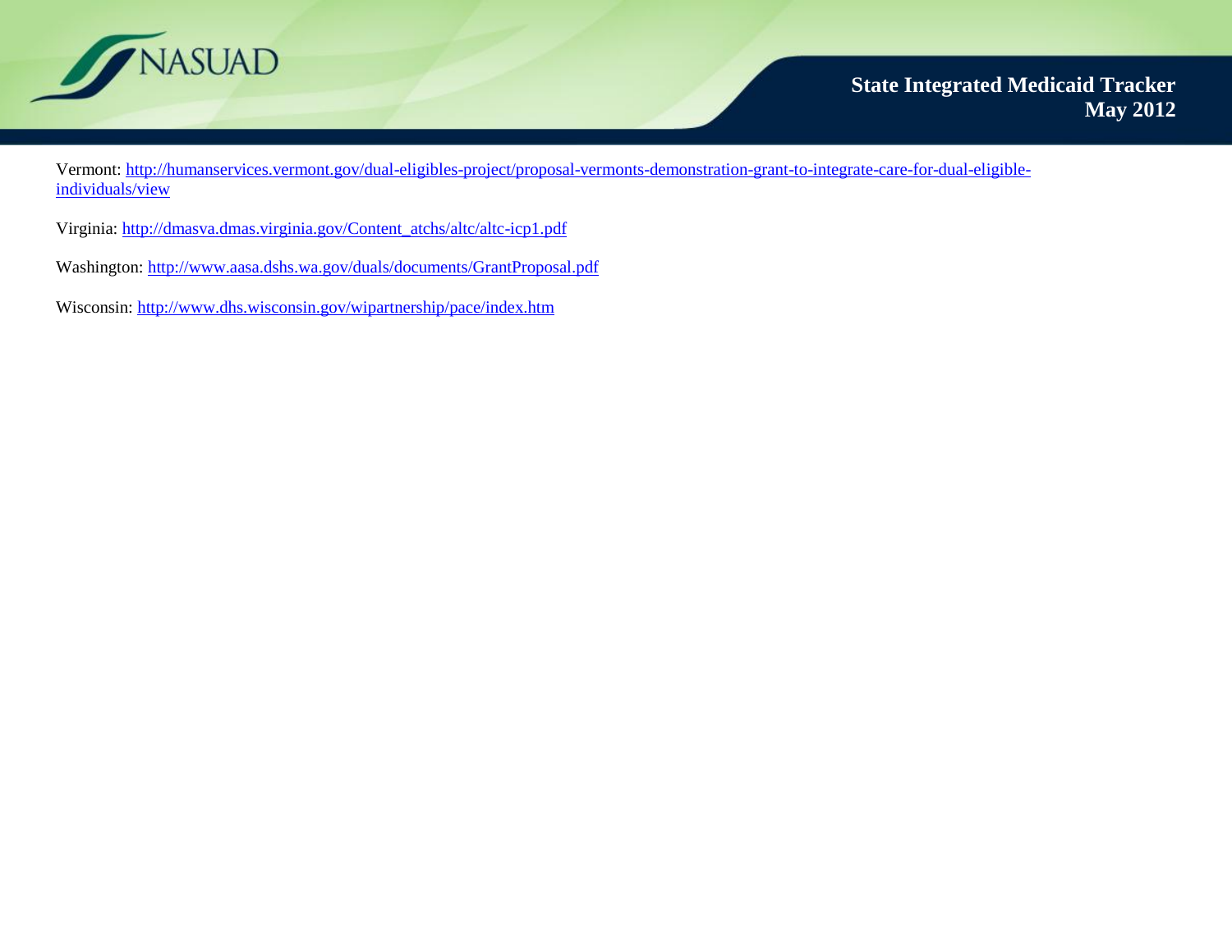Vermont: http://humanservices.vermont.gov/dual-eligibles-project/proposal-vermonts-demonstration-grant-to-integrate-care-for-dual-eligible-individuals/view

Virginia: http://dmasva.dmas.virginia.gov/Content_atchs/altc/altc-icp1.pdf

Washington: http://www.aasa.dshs.wa.gov/duals/documents/GrantProposal.pdf

Wisconsin: http://www.dhs.wisconsin.gov/wipartnership/pace/index.htm